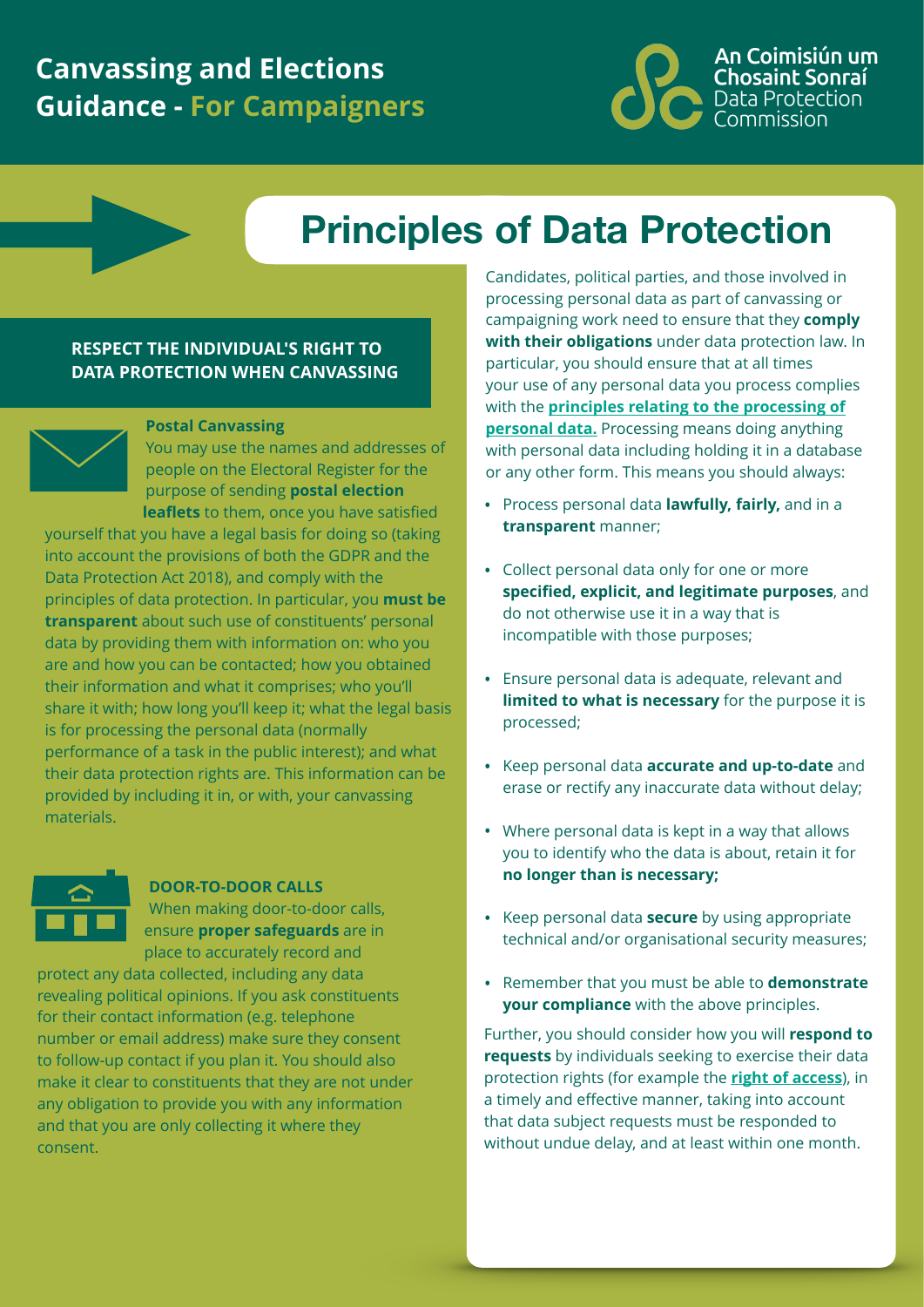# Canvassing and Elections Guidance - For Campaigners

An Coimisiún um Chosaint Sonraí
Data Protection Commission

## Principles of Data Protection

### RESPECT THE INDIVIDUAL'S RIGHT TO DATA PROTECTION WHEN CANVASSING

**Postal Canvassing**

You may use the names and addresses of people on the Electoral Register for the purpose of sending **postal election leaflets** to them, once you have satisfied yourself that you have a legal basis for doing so (taking into account the provisions of both the GDPR and the Data Protection Act 2018), and comply with the principles of data protection. In particular, you **must be transparent** about such use of constituents' personal data by providing them with information on: who you are and how you can be contacted; how you obtained their information and what it comprises; who you'll share it with; how long you'll keep it; what the legal basis is for processing the personal data (normally performance of a task in the public interest); and what their data protection rights are. This information can be provided by including it in, or with, your canvassing materials.

**DOOR-TO-DOOR CALLS**

When making door-to-door calls, ensure **proper safeguards** are in place to accurately record and protect any data collected, including any data revealing political opinions. If you ask constituents for their contact information (e.g. telephone number or email address) make sure they consent to follow-up contact if you plan it. You should also make it clear to constituents that they are not under any obligation to provide you with any information and that you are only collecting it where they consent.

Candidates, political parties, and those involved in processing personal data as part of canvassing or campaigning work need to ensure that they **comply with their obligations** under data protection law. In particular, you should ensure that at all times your use of any personal data you process complies with the **principles relating to the processing of personal data.** Processing means doing anything with personal data including holding it in a database or any other form. This means you should always:

- Process personal data **lawfully, fairly,** and in a **transparent** manner;
- Collect personal data only for one or more **specified, explicit, and legitimate purposes**, and do not otherwise use it in a way that is incompatible with those purposes;
- Ensure personal data is adequate, relevant and **limited to what is necessary** for the purpose it is processed;
- Keep personal data **accurate and up-to-date** and erase or rectify any inaccurate data without delay;
- Where personal data is kept in a way that allows you to identify who the data is about, retain it for **no longer than is necessary;**
- Keep personal data **secure** by using appropriate technical and/or organisational security measures;
- Remember that you must be able to **demonstrate your compliance** with the above principles.

Further, you should consider how you will **respond to requests** by individuals seeking to exercise their data protection rights (for example the **right of access**), in a timely and effective manner, taking into account that data subject requests must be responded to without undue delay, and at least within one month.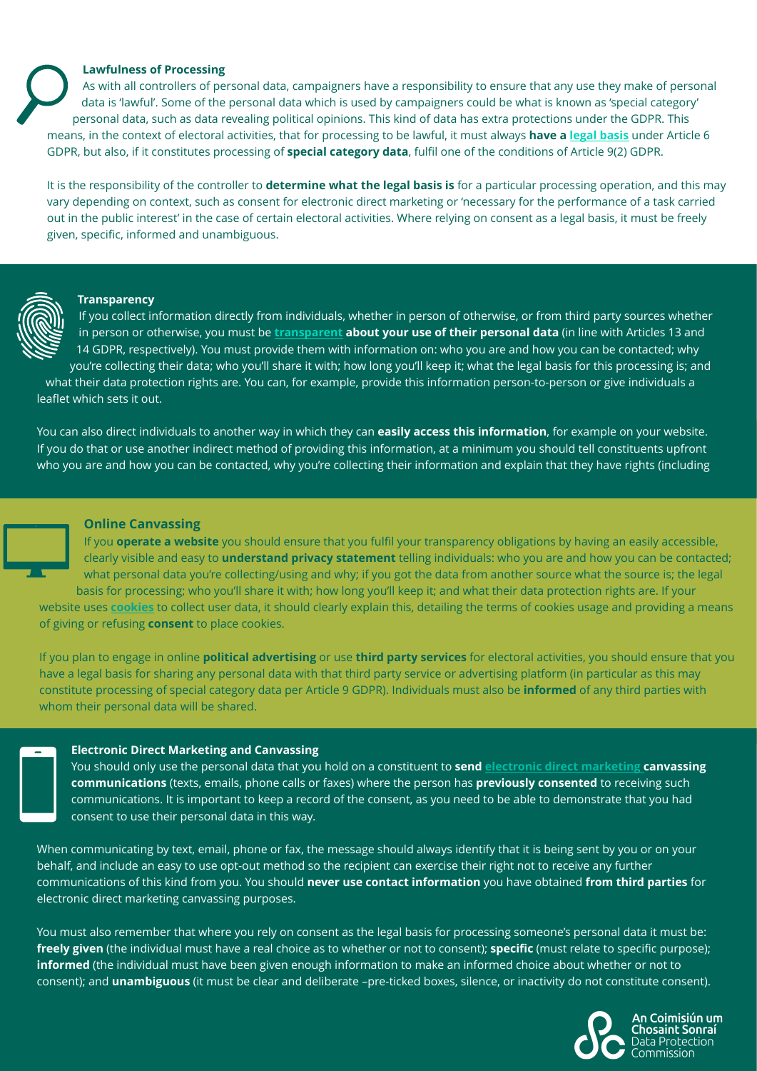### Lawfulness of Processing

As with all controllers of personal data, campaigners have a responsibility to ensure that any use they make of personal data is 'lawful'. Some of the personal data which is used by campaigners could be what is known as 'special category' personal data, such as data revealing political opinions. This kind of data has extra protections under the GDPR. This means, in the context of electoral activities, that for processing to be lawful, it must always **have a legal basis** under Article 6 GDPR, but also, if it constitutes processing of **special category data**, fulfil one of the conditions of Article 9(2) GDPR.

It is the responsibility of the controller to **determine what the legal basis is** for a particular processing operation, and this may vary depending on context, such as consent for electronic direct marketing or 'necessary for the performance of a task carried out in the public interest' in the case of certain electoral activities. Where relying on consent as a legal basis, it must be freely given, specific, informed and unambiguous.

### Transparency

If you collect information directly from individuals, whether in person of otherwise, or from third party sources whether in person or otherwise, you must be **transparent about your use of their personal data** (in line with Articles 13 and 14 GDPR, respectively). You must provide them with information on: who you are and how you can be contacted; why you're collecting their data; who you'll share it with; how long you'll keep it; what the legal basis for this processing is; and what their data protection rights are. You can, for example, provide this information person-to-person or give individuals a leaflet which sets it out.

You can also direct individuals to another way in which they can **easily access this information**, for example on your website. If you do that or use another indirect method of providing this information, at a minimum you should tell constituents upfront who you are and how you can be contacted, why you're collecting their information and explain that they have rights (including

### Online Canvassing

If you **operate a website** you should ensure that you fulfil your transparency obligations by having an easily accessible, clearly visible and easy to **understand privacy statement** telling individuals: who you are and how you can be contacted; what personal data you're collecting/using and why; if you got the data from another source what the source is; the legal basis for processing; who you'll share it with; how long you'll keep it; and what their data protection rights are. If your website uses **cookies** to collect user data, it should clearly explain this, detailing the terms of cookies usage and providing a means of giving or refusing **consent** to place cookies.

If you plan to engage in online **political advertising** or use **third party services** for electoral activities, you should ensure that you have a legal basis for sharing any personal data with that third party service or advertising platform (in particular as this may constitute processing of special category data per Article 9 GDPR). Individuals must also be **informed** of any third parties with whom their personal data will be shared.

### Electronic Direct Marketing and Canvassing

You should only use the personal data that you hold on a constituent to **send electronic direct marketing canvassing communications** (texts, emails, phone calls or faxes) where the person has **previously consented** to receiving such communications. It is important to keep a record of the consent, as you need to be able to demonstrate that you had consent to use their personal data in this way.

When communicating by text, email, phone or fax, the message should always identify that it is being sent by you or on your behalf, and include an easy to use opt-out method so the recipient can exercise their right not to receive any further communications of this kind from you. You should **never use contact information** you have obtained **from third parties** for electronic direct marketing canvassing purposes.

You must also remember that where you rely on consent as the legal basis for processing someone's personal data it must be: **freely given** (the individual must have a real choice as to whether or not to consent); **specific** (must relate to specific purpose); **informed** (the individual must have been given enough information to make an informed choice about whether or not to consent); and **unambiguous** (it must be clear and deliberate –pre-ticked boxes, silence, or inactivity do not constitute consent).

An Coimisiún um Chosaint Sonraí
Data Protection Commission